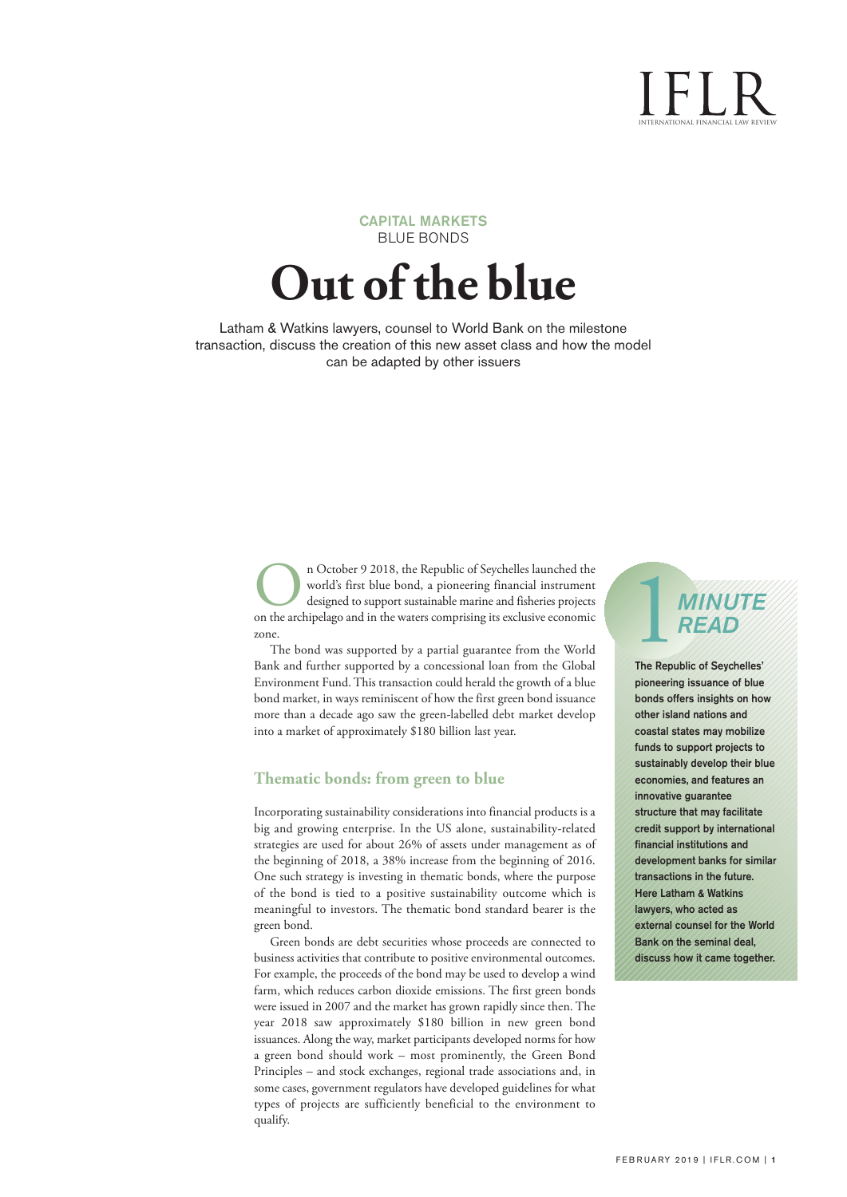CAPITAL MARKETS
BLUE BONDS

# Out of the blue

Latham & Watkins lawyers, counsel to World Bank on the milestone transaction, discuss the creation of this new asset class and how the model can be adapted by other issuers

On October 9 2018, the Republic of Seychelles launched the world's first blue bond, a pioneering financial instrument designed to support sustainable marine and fisheries projects on the archipelago and in the waters comprising its exclusive economic zone.

The bond was supported by a partial guarantee from the World Bank and further supported by a concessional loan from the Global Environment Fund. This transaction could herald the growth of a blue bond market, in ways reminiscent of how the first green bond issuance more than a decade ago saw the green-labelled debt market develop into a market of approximately $180 billion last year.

> **1 MINUTE READ**
>
> **The Republic of Seychelles' pioneering issuance of blue bonds offers insights on how other island nations and coastal states may mobilize funds to support projects to sustainably develop their blue economies, and features an innovative guarantee structure that may facilitate credit support by international financial institutions and development banks for similar transactions in the future. Here Latham & Watkins lawyers, who acted as external counsel for the World Bank on the seminal deal, discuss how it came together.**

## Thematic bonds: from green to blue

Incorporating sustainability considerations into financial products is a big and growing enterprise. In the US alone, sustainability-related strategies are used for about 26% of assets under management as of the beginning of 2018, a 38% increase from the beginning of 2016. One such strategy is investing in thematic bonds, where the purpose of the bond is tied to a positive sustainability outcome which is meaningful to investors. The thematic bond standard bearer is the green bond.

Green bonds are debt securities whose proceeds are connected to business activities that contribute to positive environmental outcomes. For example, the proceeds of the bond may be used to develop a wind farm, which reduces carbon dioxide emissions. The first green bonds were issued in 2007 and the market has grown rapidly since then. The year 2018 saw approximately $180 billion in new green bond issuances. Along the way, market participants developed norms for how a green bond should work – most prominently, the Green Bond Principles – and stock exchanges, regional trade associations and, in some cases, government regulators have developed guidelines for what types of projects are sufficiently beneficial to the environment to qualify.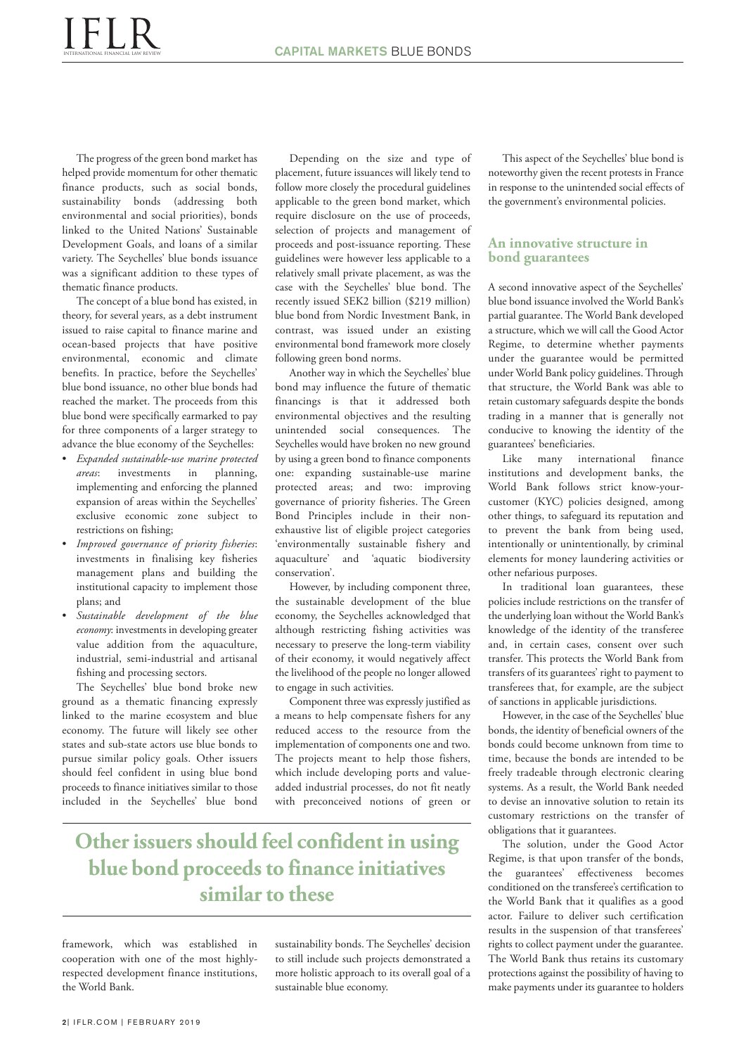The progress of the green bond market has helped provide momentum for other thematic finance products, such as social bonds, sustainability bonds (addressing both environmental and social priorities), bonds linked to the United Nations' Sustainable Development Goals, and loans of a similar variety. The Seychelles' blue bonds issuance was a significant addition to these types of thematic finance products.

The concept of a blue bond has existed, in theory, for several years, as a debt instrument issued to raise capital to finance marine and ocean-based projects that have positive environmental, economic and climate benefits. In practice, before the Seychelles' blue bond issuance, no other blue bonds had reached the market. The proceeds from this blue bond were specifically earmarked to pay for three components of a larger strategy to advance the blue economy of the Seychelles:

- *Expanded sustainable-use marine protected areas*: investments in planning, implementing and enforcing the planned expansion of areas within the Seychelles' exclusive economic zone subject to restrictions on fishing;
- *Improved governance of priority fisheries*: investments in finalising key fisheries management plans and building the institutional capacity to implement those plans; and
- *Sustainable development of the blue economy*: investments in developing greater value addition from the aquaculture, industrial, semi-industrial and artisanal fishing and processing sectors.

The Seychelles' blue bond broke new ground as a thematic financing expressly linked to the marine ecosystem and blue economy. The future will likely see other states and sub-state actors use blue bonds to pursue similar policy goals. Other issuers should feel confident in using blue bond proceeds to finance initiatives similar to those included in the Seychelles' blue bond framework, which was established in cooperation with one of the most highly-respected development finance institutions, the World Bank.

**Other issuers should feel confident in using blue bond proceeds to finance initiatives similar to these**

Depending on the size and type of placement, future issuances will likely tend to follow more closely the procedural guidelines applicable to the green bond market, which require disclosure on the use of proceeds, selection of projects and management of proceeds and post-issuance reporting. These guidelines were however less applicable to a relatively small private placement, as was the case with the Seychelles' blue bond. The recently issued SEK2 billion ($219 million) blue bond from Nordic Investment Bank, in contrast, was issued under an existing environmental bond framework more closely following green bond norms.

Another way in which the Seychelles' blue bond may influence the future of thematic financings is that it addressed both environmental objectives and the resulting unintended social consequences. The Seychelles would have broken no new ground by using a green bond to finance components one: expanding sustainable-use marine protected areas; and two: improving governance of priority fisheries. The Green Bond Principles include in their non-exhaustive list of eligible project categories 'environmentally sustainable fishery and aquaculture' and 'aquatic biodiversity conservation'.

However, by including component three, the sustainable development of the blue economy, the Seychelles acknowledged that although restricting fishing activities was necessary to preserve the long-term viability of their economy, it would negatively affect the livelihood of the people no longer allowed to engage in such activities.

Component three was expressly justified as a means to help compensate fishers for any reduced access to the resource from the implementation of components one and two. The projects meant to help those fishers, which include developing ports and value-added industrial processes, do not fit neatly with preconceived notions of green or sustainability bonds. The Seychelles' decision to still include such projects demonstrated a more holistic approach to its overall goal of a sustainable blue economy.

This aspect of the Seychelles' blue bond is noteworthy given the recent protests in France in response to the unintended social effects of the government's environmental policies.

## An innovative structure in bond guarantees

A second innovative aspect of the Seychelles' blue bond issuance involved the World Bank's partial guarantee. The World Bank developed a structure, which we will call the Good Actor Regime, to determine whether payments under the guarantee would be permitted under World Bank policy guidelines. Through that structure, the World Bank was able to retain customary safeguards despite the bonds trading in a manner that is generally not conducive to knowing the identity of the guarantees' beneficiaries.

Like many international finance institutions and development banks, the World Bank follows strict know-your-customer (KYC) policies designed, among other things, to safeguard its reputation and to prevent the bank from being used, intentionally or unintentionally, by criminal elements for money laundering activities or other nefarious purposes.

In traditional loan guarantees, these policies include restrictions on the transfer of the underlying loan without the World Bank's knowledge of the identity of the transferee and, in certain cases, consent over such transfer. This protects the World Bank from transfers of its guarantees' right to payment to transferees that, for example, are the subject of sanctions in applicable jurisdictions.

However, in the case of the Seychelles' blue bonds, the identity of beneficial owners of the bonds could become unknown from time to time, because the bonds are intended to be freely tradeable through electronic clearing systems. As a result, the World Bank needed to devise an innovative solution to retain its customary restrictions on the transfer of obligations that it guarantees.

The solution, under the Good Actor Regime, is that upon transfer of the bonds, the guarantees' effectiveness becomes conditioned on the transferee's certification to the World Bank that it qualifies as a good actor. Failure to deliver such certification results in the suspension of that transferees' rights to collect payment under the guarantee. The World Bank thus retains its customary protections against the possibility of having to make payments under its guarantee to holders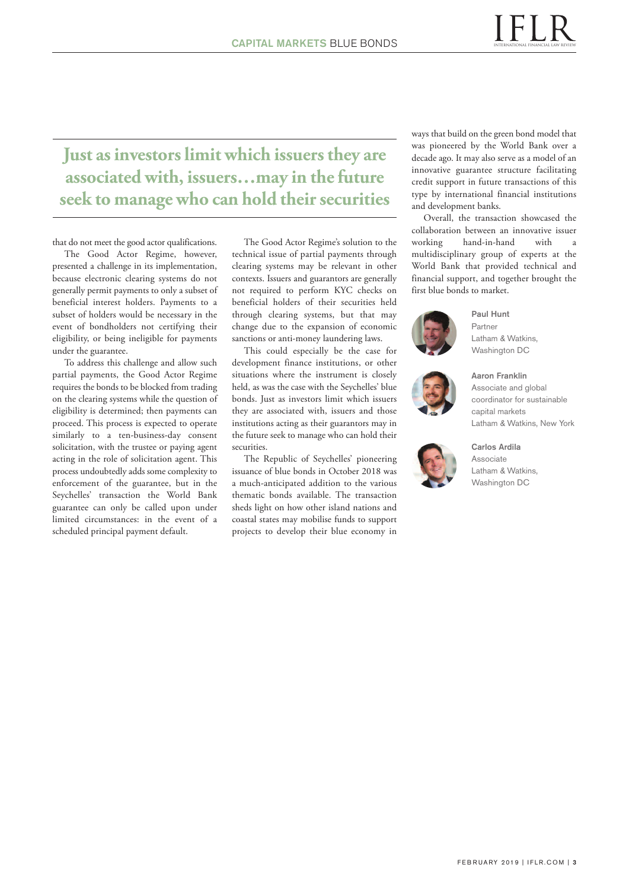> **Just as investors limit which issuers they are associated with, issuers…may in the future seek to manage who can hold their securities**

that do not meet the good actor qualifications.

The Good Actor Regime, however, presented a challenge in its implementation, because electronic clearing systems do not generally permit payments to only a subset of beneficial interest holders. Payments to a subset of holders would be necessary in the event of bondholders not certifying their eligibility, or being ineligible for payments under the guarantee.

To address this challenge and allow such partial payments, the Good Actor Regime requires the bonds to be blocked from trading on the clearing systems while the question of eligibility is determined; then payments can proceed. This process is expected to operate similarly to a ten-business-day consent solicitation, with the trustee or paying agent acting in the role of solicitation agent. This process undoubtedly adds some complexity to enforcement of the guarantee, but in the Seychelles' transaction the World Bank guarantee can only be called upon under limited circumstances: in the event of a scheduled principal payment default.

The Good Actor Regime's solution to the technical issue of partial payments through clearing systems may be relevant in other contexts. Issuers and guarantors are generally not required to perform KYC checks on beneficial holders of their securities held through clearing systems, but that may change due to the expansion of economic sanctions or anti-money laundering laws.

This could especially be the case for development finance institutions, or other situations where the instrument is closely held, as was the case with the Seychelles' blue bonds. Just as investors limit which issuers they are associated with, issuers and those institutions acting as their guarantors may in the future seek to manage who can hold their securities.

The Republic of Seychelles' pioneering issuance of blue bonds in October 2018 was a much-anticipated addition to the various thematic bonds available. The transaction sheds light on how other island nations and coastal states may mobilise funds to support projects to develop their blue economy in ways that build on the green bond model that was pioneered by the World Bank over a decade ago. It may also serve as a model of an innovative guarantee structure facilitating credit support in future transactions of this type by international financial institutions and development banks.

Overall, the transaction showcased the collaboration between an innovative issuer working hand-in-hand with a multidisciplinary group of experts at the World Bank that provided technical and financial support, and together brought the first blue bonds to market.

**Paul Hunt**
Partner
Latham & Watkins, Washington DC

**Aaron Franklin**
Associate and global coordinator for sustainable capital markets
Latham & Watkins, New York

**Carlos Ardila**
Associate
Latham & Watkins, Washington DC